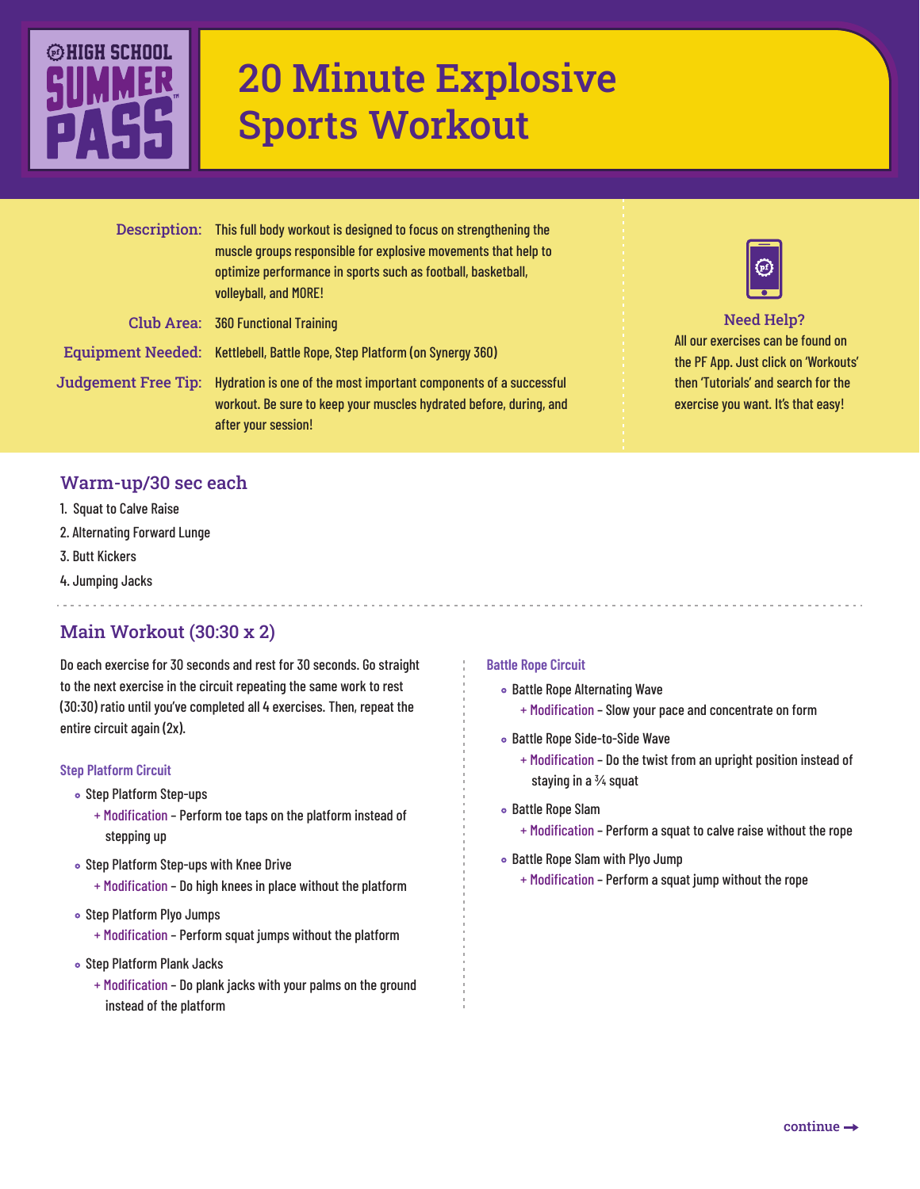HIGH SCHOOL SUMMER PASS™

# 20 Minute Explosive Sports Workout

**Description:** This full body workout is designed to focus on strengthening the muscle groups responsible for explosive movements that help to optimize performance in sports such as football, basketball, volleyball, and MORE!

**Club Area:** 360 Functional Training

**Equipment Needed:** Kettlebell, Battle Rope, Step Platform (on Synergy 360)

**Judgement Free Tip:** Hydration is one of the most important components of a successful workout. Be sure to keep your muscles hydrated before, during, and after your session!

**Need Help?**
All our exercises can be found on the PF App. Just click on 'Workouts' then 'Tutorials' and search for the exercise you want. It's that easy!

## Warm-up/30 sec each

1. Squat to Calve Raise
2. Alternating Forward Lunge
3. Butt Kickers
4. Jumping Jacks

## Main Workout (30:30 x 2)

Do each exercise for 30 seconds and rest for 30 seconds. Go straight to the next exercise in the circuit repeating the same work to rest (30:30) ratio until you've completed all 4 exercises. Then, repeat the entire circuit again (2x).

### Step Platform Circuit

- Step Platform Step-ups
  - + Modification – Perform toe taps on the platform instead of stepping up
- Step Platform Step-ups with Knee Drive
  - + Modification – Do high knees in place without the platform
- Step Platform Plyo Jumps
  - + Modification – Perform squat jumps without the platform
- Step Platform Plank Jacks
  - + Modification – Do plank jacks with your palms on the ground instead of the platform

### Battle Rope Circuit

- Battle Rope Alternating Wave
  - + Modification – Slow your pace and concentrate on form
- Battle Rope Side-to-Side Wave
  - + Modification – Do the twist from an upright position instead of staying in a ¾ squat
- Battle Rope Slam
  - + Modification – Perform a squat to calve raise without the rope
- Battle Rope Slam with Plyo Jump
  - + Modification – Perform a squat jump without the rope

continue →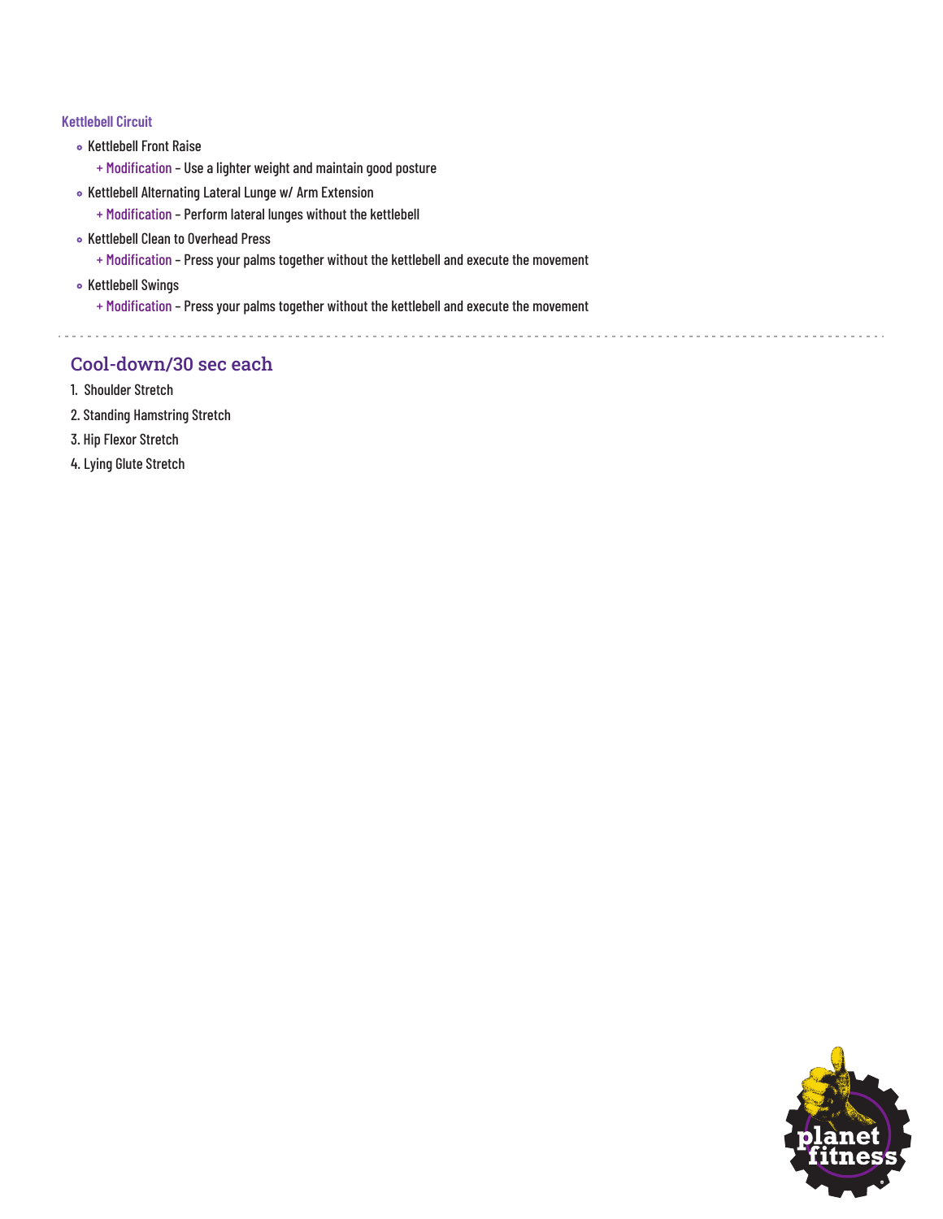### Kettlebell Circuit

- Kettlebell Front Raise
  - + Modification – Use a lighter weight and maintain good posture
- Kettlebell Alternating Lateral Lunge w/ Arm Extension
  - + Modification – Perform lateral lunges without the kettlebell
- Kettlebell Clean to Overhead Press
  - + Modification – Press your palms together without the kettlebell and execute the movement
- Kettlebell Swings
  - + Modification – Press your palms together without the kettlebell and execute the movement

---

## Cool-down/30 sec each

1. Shoulder Stretch
2. Standing Hamstring Stretch
3. Hip Flexor Stretch
4. Lying Glute Stretch